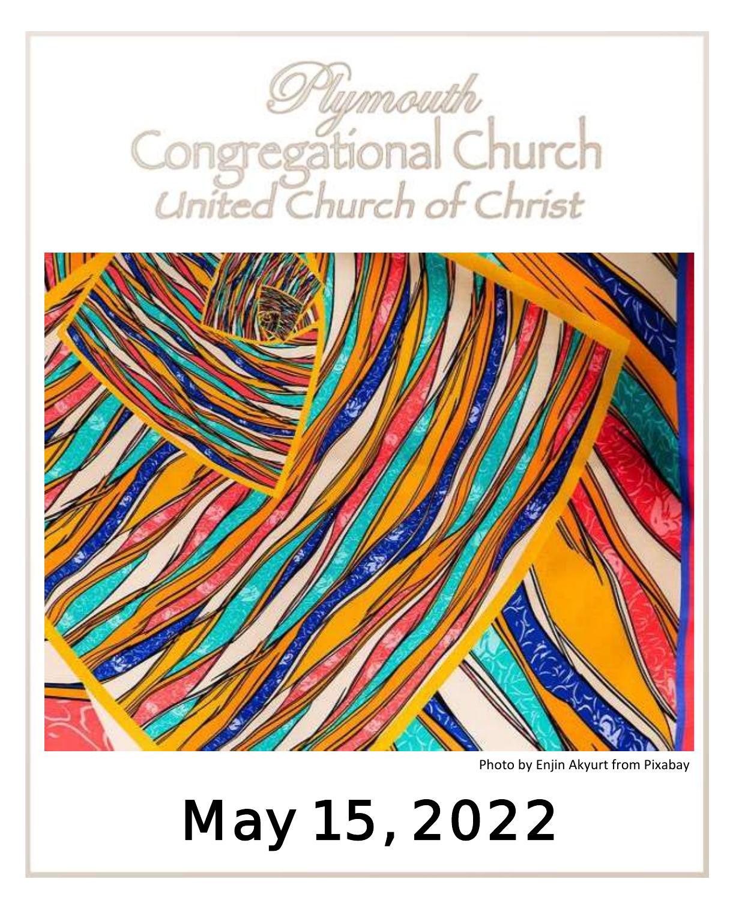# Plymouth Congregational Church

## United Church of Christ

Photo by Enjin Akyurt from Pixabay

# May 15, 2022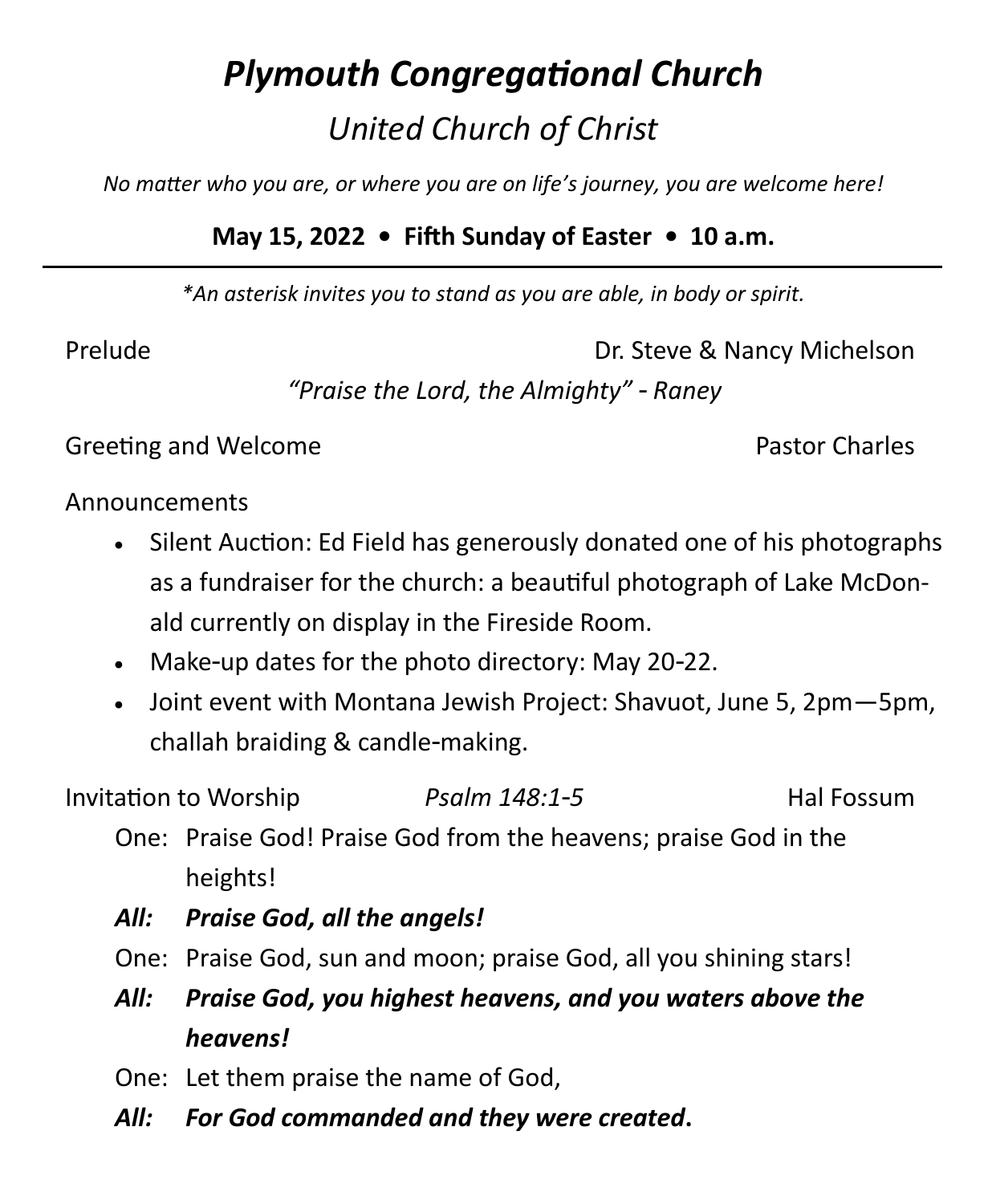# *Plymouth Congregational Church*

## *United Church of Christ*

*No matter who you are, or where you are on life's journey, you are welcome here!*

**May 15, 2022 • Fifth Sunday of Easter • 10 a.m.**

---

*\*An asterisk invites you to stand as you are able, in body or spirit.*

Prelude — Dr. Steve & Nancy Michelson

*"Praise the Lord, the Almighty" - Raney*

Greeting and Welcome — Pastor Charles

Announcements

- Silent Auction: Ed Field has generously donated one of his photographs as a fundraiser for the church: a beautiful photograph of Lake McDonald currently on display in the Fireside Room.
- Make-up dates for the photo directory: May 20-22.
- Joint event with Montana Jewish Project: Shavuot, June 5, 2pm—5pm, challah braiding & candle-making.

Invitation to Worship — *Psalm 148:1-5* — Hal Fossum

One: Praise God! Praise God from the heavens; praise God in the heights!

***All: Praise God, all the angels!***

One: Praise God, sun and moon; praise God, all you shining stars!

***All: Praise God, you highest heavens, and you waters above the heavens!***

One: Let them praise the name of God,

***All: For God commanded and they were created.***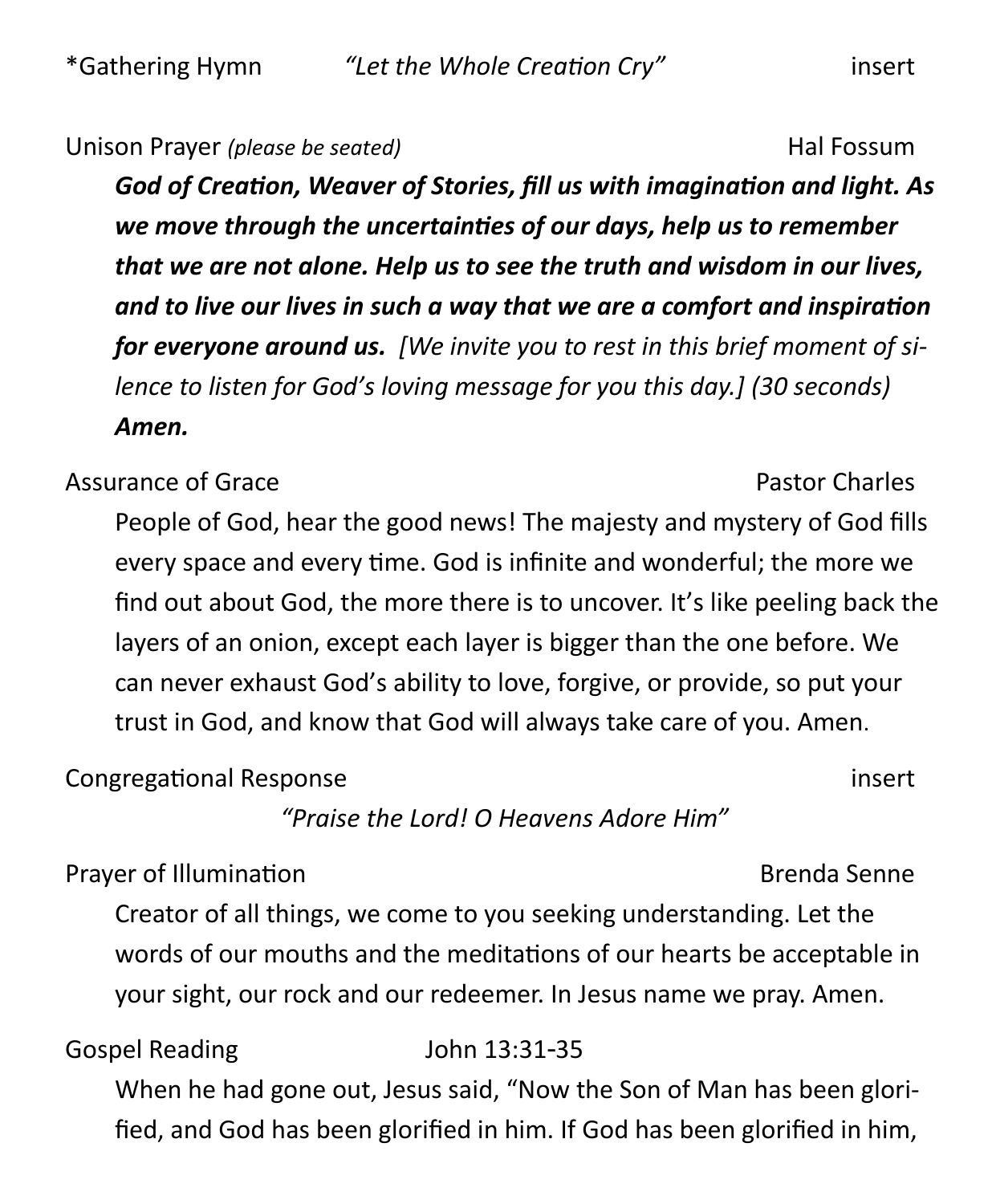*Gathering Hymn *"Let the Whole Creation Cry"* insert

Unison Prayer *(please be seated)* Hal Fossum

***God of Creation, Weaver of Stories, fill us with imagination and light. As we move through the uncertainties of our days, help us to remember that we are not alone. Help us to see the truth and wisdom in our lives, and to live our lives in such a way that we are a comfort and inspiration for everyone around us.*** *[We invite you to rest in this brief moment of silence to listen for God's loving message for you this day.] (30 seconds)* ***Amen.***

Assurance of Grace Pastor Charles

People of God, hear the good news! The majesty and mystery of God fills every space and every time. God is infinite and wonderful; the more we find out about God, the more there is to uncover. It's like peeling back the layers of an onion, except each layer is bigger than the one before. We can never exhaust God's ability to love, forgive, or provide, so put your trust in God, and know that God will always take care of you. Amen.

Congregational Response insert

*"Praise the Lord! O Heavens Adore Him"*

Prayer of Illumination Brenda Senne

Creator of all things, we come to you seeking understanding. Let the words of our mouths and the meditations of our hearts be acceptable in your sight, our rock and our redeemer. In Jesus name we pray. Amen.

Gospel Reading John 13:31-35

When he had gone out, Jesus said, "Now the Son of Man has been glorified, and God has been glorified in him. If God has been glorified in him,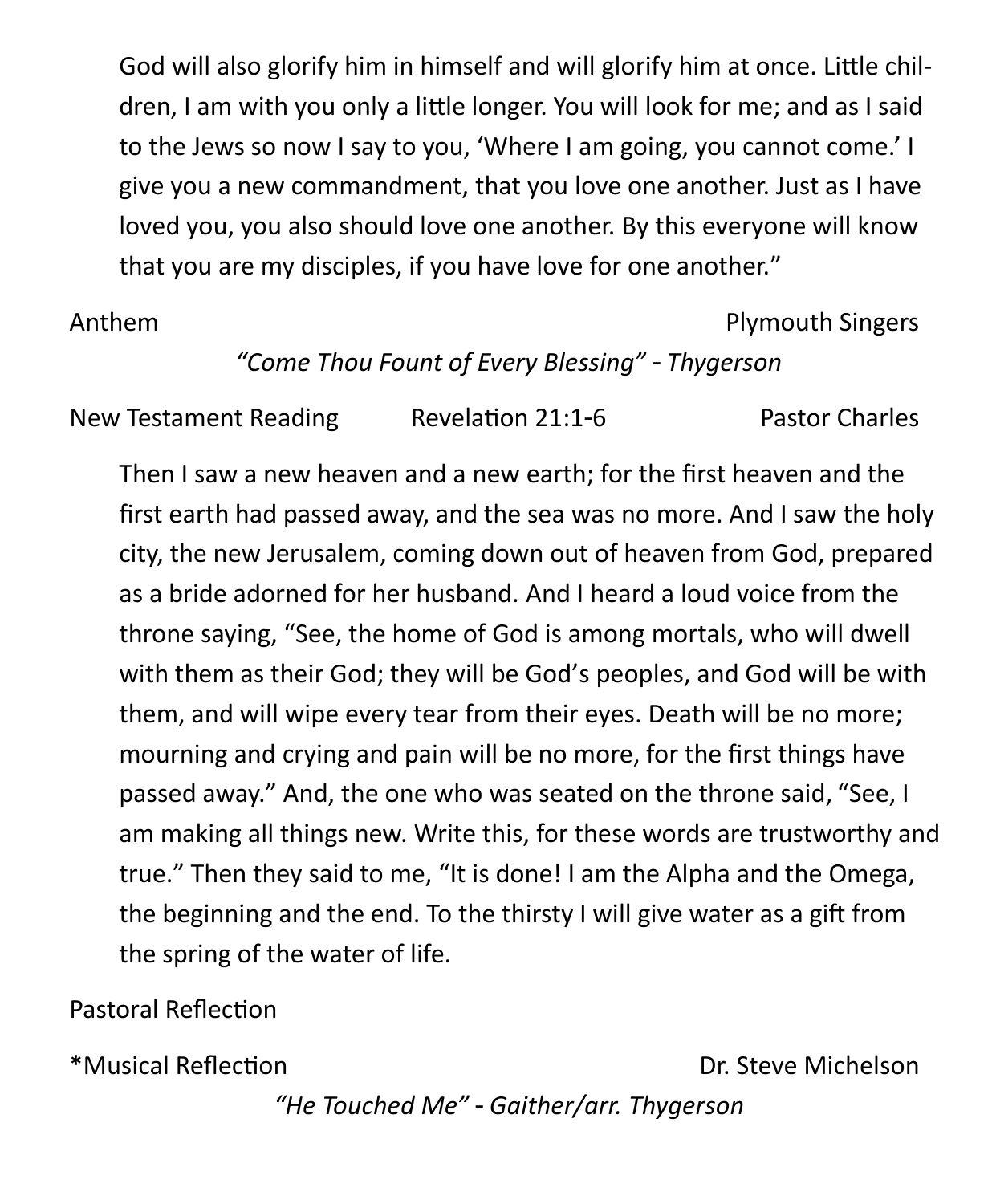God will also glorify him in himself and will glorify him at once. Little children, I am with you only a little longer. You will look for me; and as I said to the Jews so now I say to you, 'Where I am going, you cannot come.' I give you a new commandment, that you love one another. Just as I have loved you, you also should love one another. By this everyone will know that you are my disciples, if you have love for one another."

Anthem — Plymouth Singers

*"Come Thou Fount of Every Blessing" - Thygerson*

New Testament Reading — Revelation 21:1-6 — Pastor Charles

Then I saw a new heaven and a new earth; for the first heaven and the first earth had passed away, and the sea was no more. And I saw the holy city, the new Jerusalem, coming down out of heaven from God, prepared as a bride adorned for her husband. And I heard a loud voice from the throne saying, "See, the home of God is among mortals, who will dwell with them as their God; they will be God's peoples, and God will be with them, and will wipe every tear from their eyes. Death will be no more; mourning and crying and pain will be no more, for the first things have passed away." And, the one who was seated on the throne said, "See, I am making all things new. Write this, for these words are trustworthy and true." Then they said to me, "It is done! I am the Alpha and the Omega, the beginning and the end. To the thirsty I will give water as a gift from the spring of the water of life.

Pastoral Reflection

*Musical Reflection — Dr. Steve Michelson

*"He Touched Me" - Gaither/arr. Thygerson*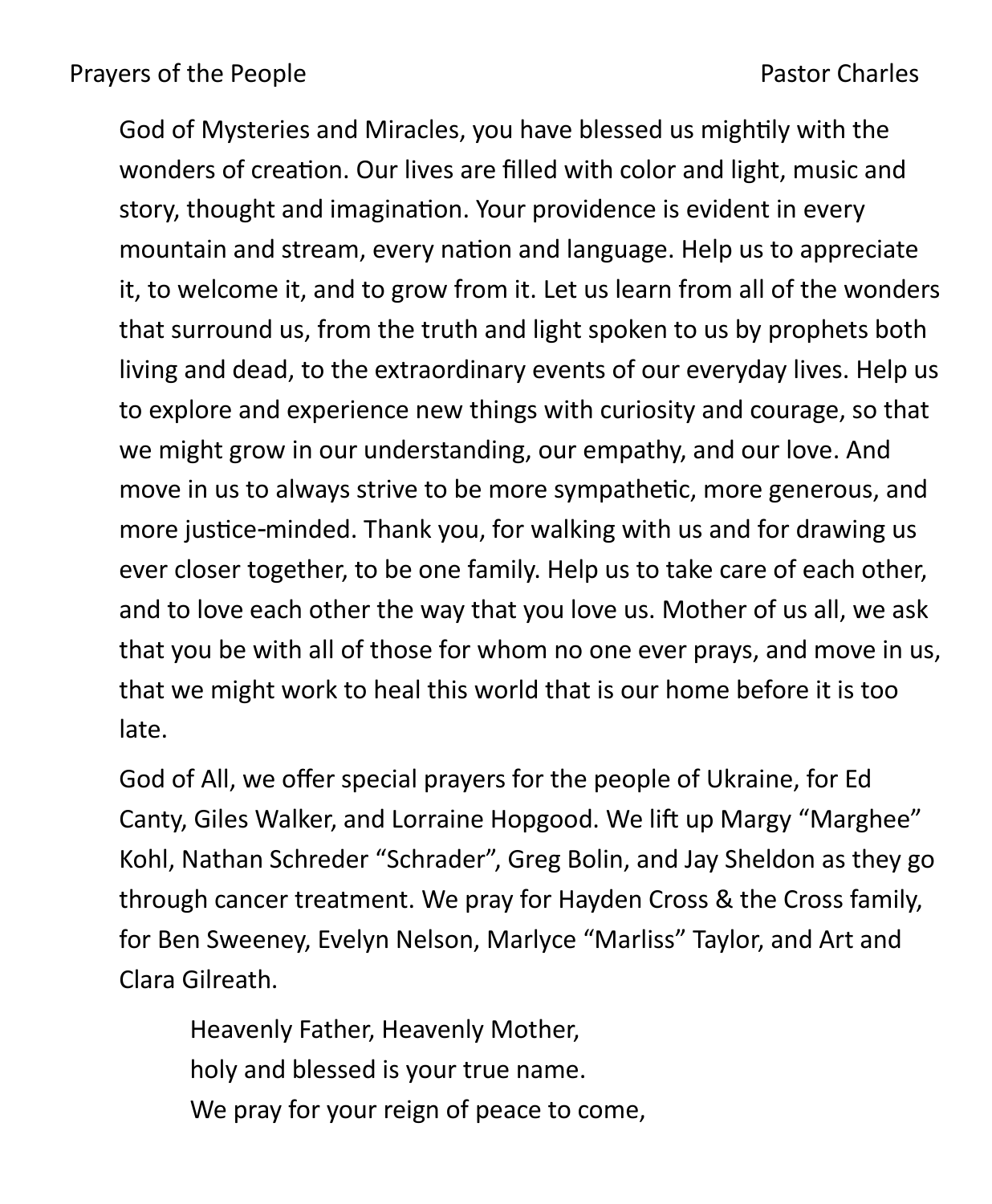Prayers of the People Pastor Charles

God of Mysteries and Miracles, you have blessed us mightily with the wonders of creation. Our lives are filled with color and light, music and story, thought and imagination. Your providence is evident in every mountain and stream, every nation and language. Help us to appreciate it, to welcome it, and to grow from it. Let us learn from all of the wonders that surround us, from the truth and light spoken to us by prophets both living and dead, to the extraordinary events of our everyday lives. Help us to explore and experience new things with curiosity and courage, so that we might grow in our understanding, our empathy, and our love. And move in us to always strive to be more sympathetic, more generous, and more justice-minded. Thank you, for walking with us and for drawing us ever closer together, to be one family. Help us to take care of each other, and to love each other the way that you love us. Mother of us all, we ask that you be with all of those for whom no one ever prays, and move in us, that we might work to heal this world that is our home before it is too late.

God of All, we offer special prayers for the people of Ukraine, for Ed Canty, Giles Walker, and Lorraine Hopgood. We lift up Margy "Marghee" Kohl, Nathan Schreder "Schrader", Greg Bolin, and Jay Sheldon as they go through cancer treatment. We pray for Hayden Cross & the Cross family, for Ben Sweeney, Evelyn Nelson, Marlyce "Marliss" Taylor, and Art and Clara Gilreath.

> Heavenly Father, Heavenly Mother,
> holy and blessed is your true name.
> We pray for your reign of peace to come,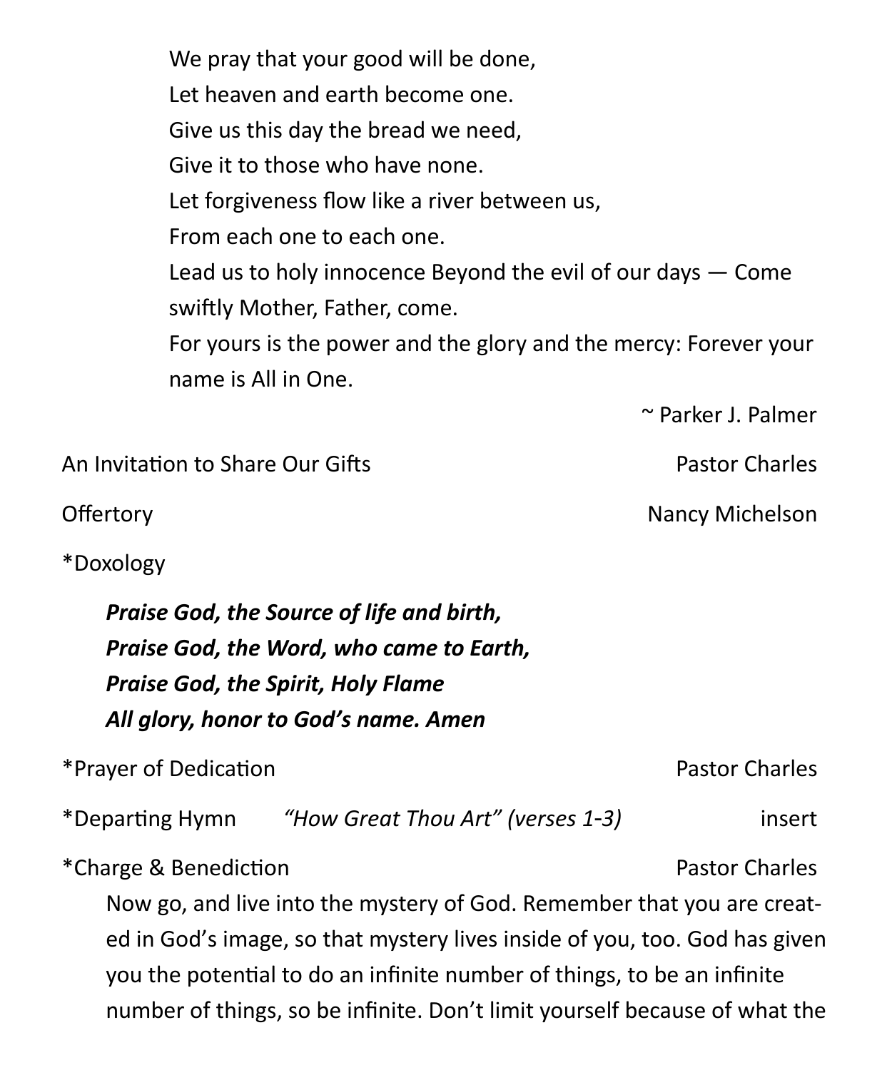We pray that your good will be done,
Let heaven and earth become one.
Give us this day the bread we need,
Give it to those who have none.
Let forgiveness flow like a river between us,
From each one to each one.
Lead us to holy innocence Beyond the evil of our days — Come swiftly Mother, Father, come.
For yours is the power and the glory and the mercy: Forever your name is All in One.

~ Parker J. Palmer

An Invitation to Share Our Gifts — Pastor Charles

Offertory — Nancy Michelson

*Doxology

***Praise God, the Source of life and birth,***
***Praise God, the Word, who came to Earth,***
***Praise God, the Spirit, Holy Flame***
***All glory, honor to God's name. Amen***

*Prayer of Dedication — Pastor Charles

*Departing Hymn *"How Great Thou Art" (verses 1-3)* — insert

*Charge & Benediction — Pastor Charles

Now go, and live into the mystery of God. Remember that you are created in God's image, so that mystery lives inside of you, too. God has given you the potential to do an infinite number of things, to be an infinite number of things, so be infinite. Don't limit yourself because of what the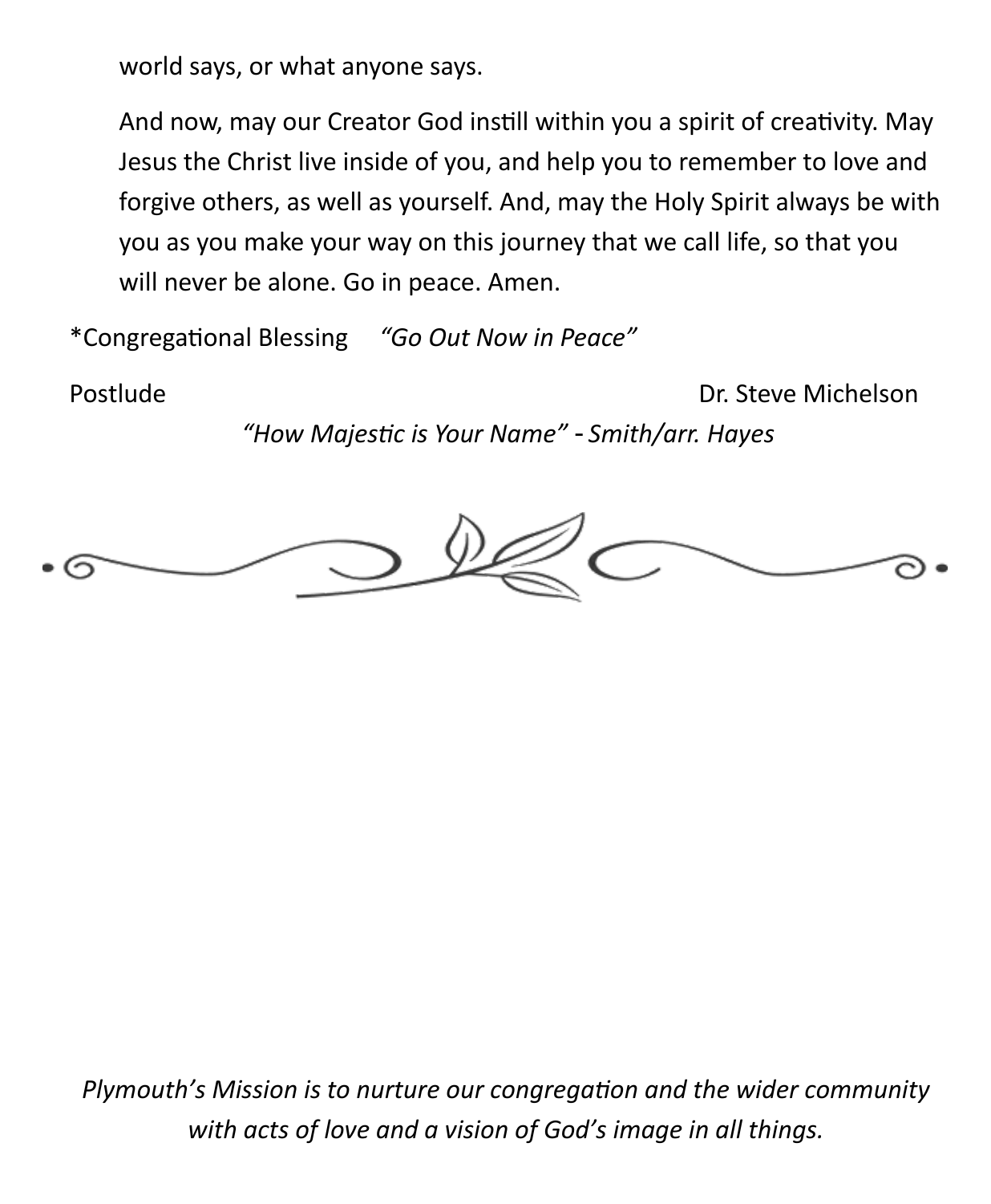world says, or what anyone says.

And now, may our Creator God instill within you a spirit of creativity. May Jesus the Christ live inside of you, and help you to remember to love and forgive others, as well as yourself. And, may the Holy Spirit always be with you as you make your way on this journey that we call life, so that you will never be alone. Go in peace. Amen.

*Congregational Blessing *"Go Out Now in Peace"*

Postlude Dr. Steve Michelson

*"How Majestic is Your Name" - Smith/arr. Hayes*

*Plymouth's Mission is to nurture our congregation and the wider community with acts of love and a vision of God's image in all things.*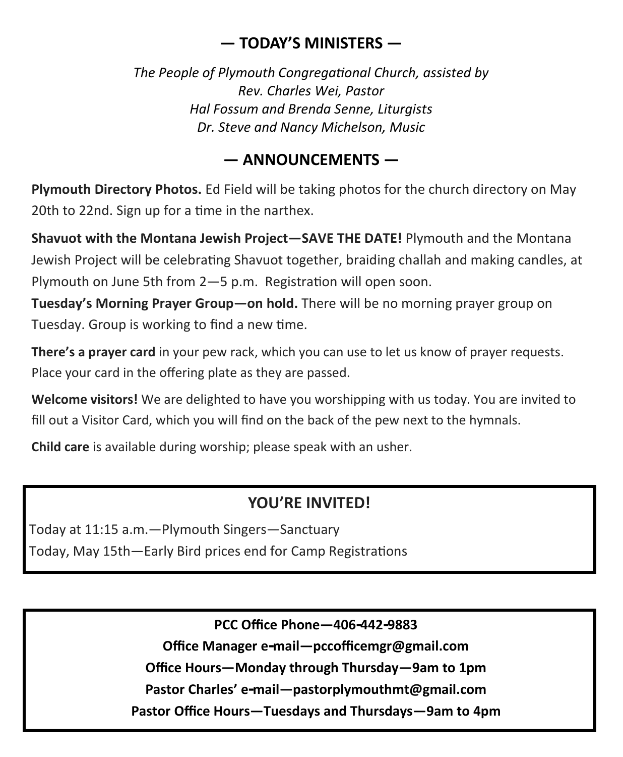## — TODAY'S MINISTERS —

*The People of Plymouth Congregational Church, assisted by*
*Rev. Charles Wei, Pastor*
*Hal Fossum and Brenda Senne, Liturgists*
*Dr. Steve and Nancy Michelson, Music*

## — ANNOUNCEMENTS —

**Plymouth Directory Photos.** Ed Field will be taking photos for the church directory on May 20th to 22nd. Sign up for a time in the narthex.

**Shavuot with the Montana Jewish Project—SAVE THE DATE!** Plymouth and the Montana Jewish Project will be celebrating Shavuot together, braiding challah and making candles, at Plymouth on June 5th from 2—5 p.m. Registration will open soon.

**Tuesday's Morning Prayer Group—on hold.** There will be no morning prayer group on Tuesday. Group is working to find a new time.

**There's a prayer card** in your pew rack, which you can use to let us know of prayer requests. Place your card in the offering plate as they are passed.

**Welcome visitors!** We are delighted to have you worshipping with us today. You are invited to fill out a Visitor Card, which you will find on the back of the pew next to the hymnals.

**Child care** is available during worship; please speak with an usher.

## YOU'RE INVITED!

Today at 11:15 a.m.—Plymouth Singers—Sanctuary

Today, May 15th—Early Bird prices end for Camp Registrations

**PCC Office Phone—406-442-9883**

**Office Manager e-mail—pccofficemgr@gmail.com**

**Office Hours—Monday through Thursday—9am to 1pm**

**Pastor Charles' e-mail—pastorplymouthmt@gmail.com**

**Pastor Office Hours—Tuesdays and Thursdays—9am to 4pm**